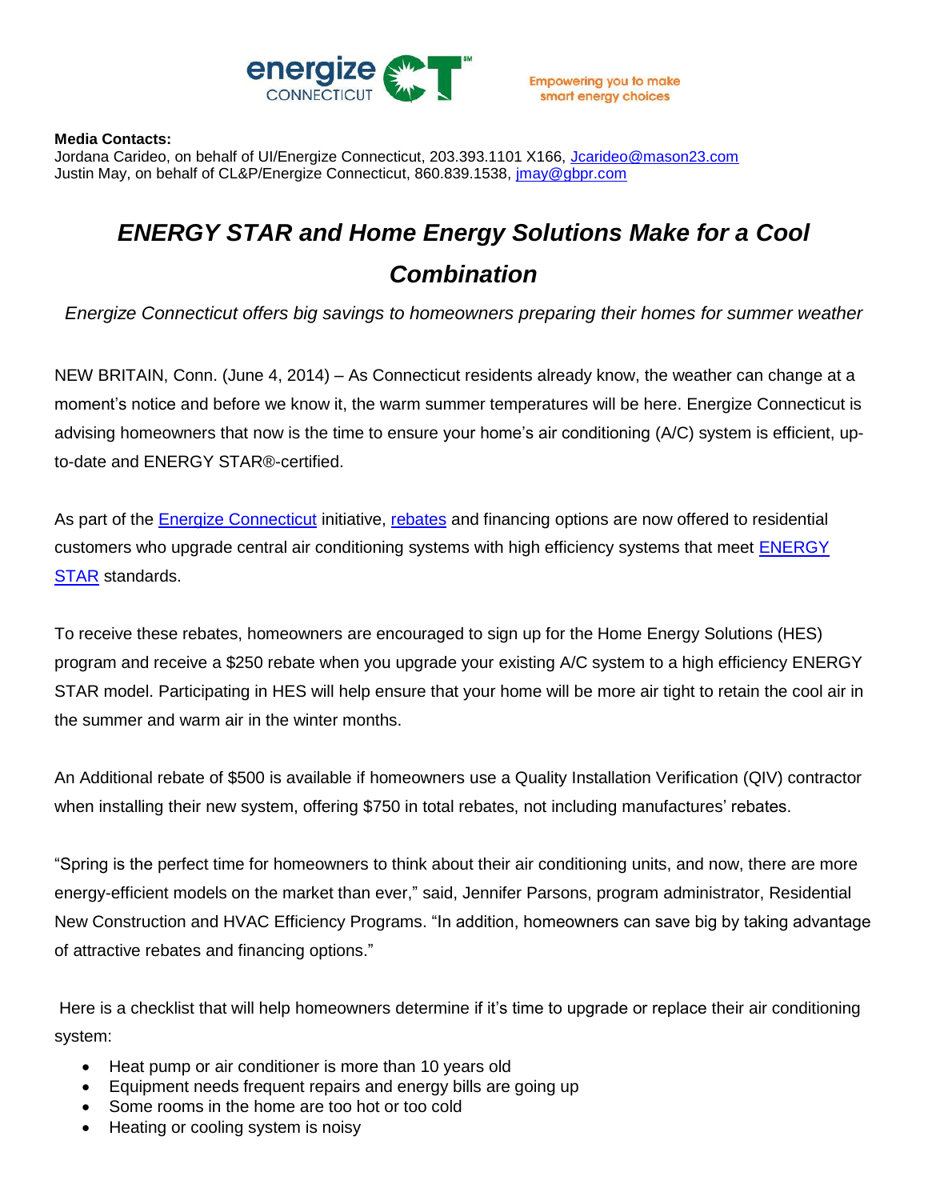energize CONNECTICUT CT

Empowering you to make smart energy choices

**Media Contacts:**
Jordana Carideo, on behalf of UI/Energize Connecticut, 203.393.1101 X166, Jcarideo@mason23.com
Justin May, on behalf of CL&P/Energize Connecticut, 860.839.1538, jmay@gbpr.com

# *ENERGY STAR and Home Energy Solutions Make for a Cool Combination*

*Energize Connecticut offers big savings to homeowners preparing their homes for summer weather*

NEW BRITAIN, Conn. (June 4, 2014) – As Connecticut residents already know, the weather can change at a moment's notice and before we know it, the warm summer temperatures will be here. Energize Connecticut is advising homeowners that now is the time to ensure your home's air conditioning (A/C) system is efficient, up-to-date and ENERGY STAR®-certified.

As part of the Energize Connecticut initiative, rebates and financing options are now offered to residential customers who upgrade central air conditioning systems with high efficiency systems that meet ENERGY STAR standards.

To receive these rebates, homeowners are encouraged to sign up for the Home Energy Solutions (HES) program and receive a $250 rebate when you upgrade your existing A/C system to a high efficiency ENERGY STAR model. Participating in HES will help ensure that your home will be more air tight to retain the cool air in the summer and warm air in the winter months.

An Additional rebate of $500 is available if homeowners use a Quality Installation Verification (QIV) contractor when installing their new system, offering $750 in total rebates, not including manufactures' rebates.

"Spring is the perfect time for homeowners to think about their air conditioning units, and now, there are more energy-efficient models on the market than ever," said, Jennifer Parsons, program administrator, Residential New Construction and HVAC Efficiency Programs. "In addition, homeowners can save big by taking advantage of attractive rebates and financing options."

Here is a checklist that will help homeowners determine if it's time to upgrade or replace their air conditioning system:

- Heat pump or air conditioner is more than 10 years old
- Equipment needs frequent repairs and energy bills are going up
- Some rooms in the home are too hot or too cold
- Heating or cooling system is noisy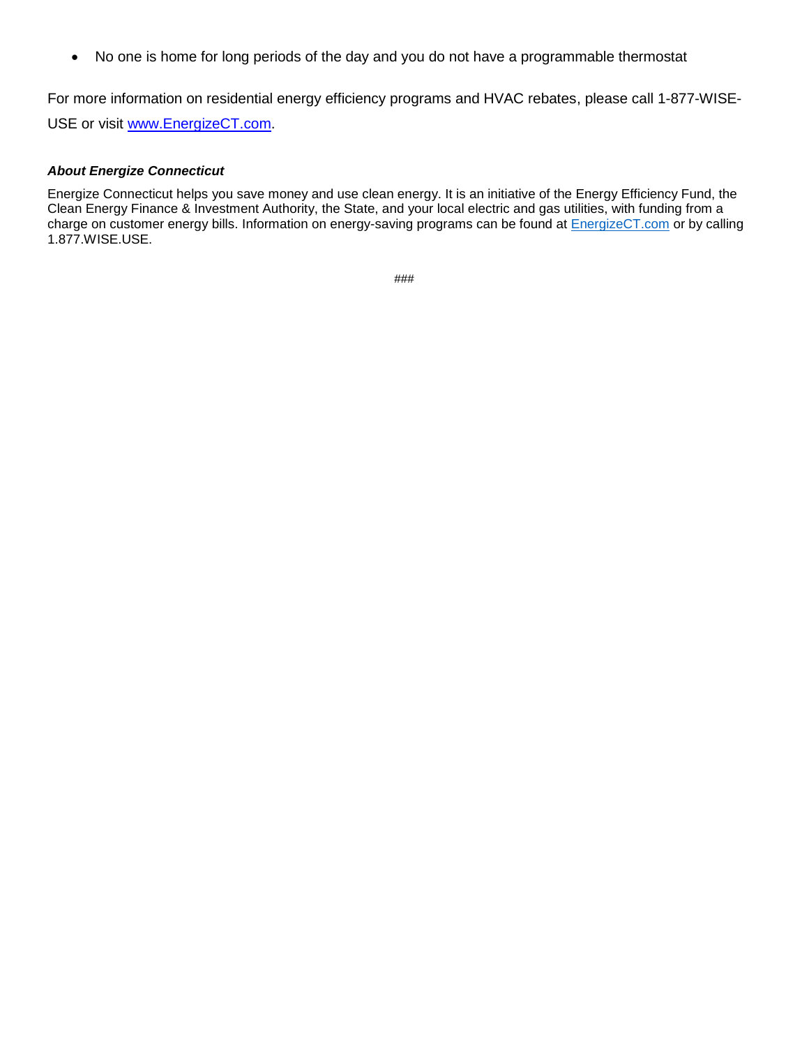- No one is home for long periods of the day and you do not have a programmable thermostat

For more information on residential energy efficiency programs and HVAC rebates, please call 1-877-WISE-USE or visit www.EnergizeCT.com.

***About Energize Connecticut***

Energize Connecticut helps you save money and use clean energy. It is an initiative of the Energy Efficiency Fund, the Clean Energy Finance & Investment Authority, the State, and your local electric and gas utilities, with funding from a charge on customer energy bills. Information on energy-saving programs can be found at EnergizeCT.com or by calling 1.877.WISE.USE.

###